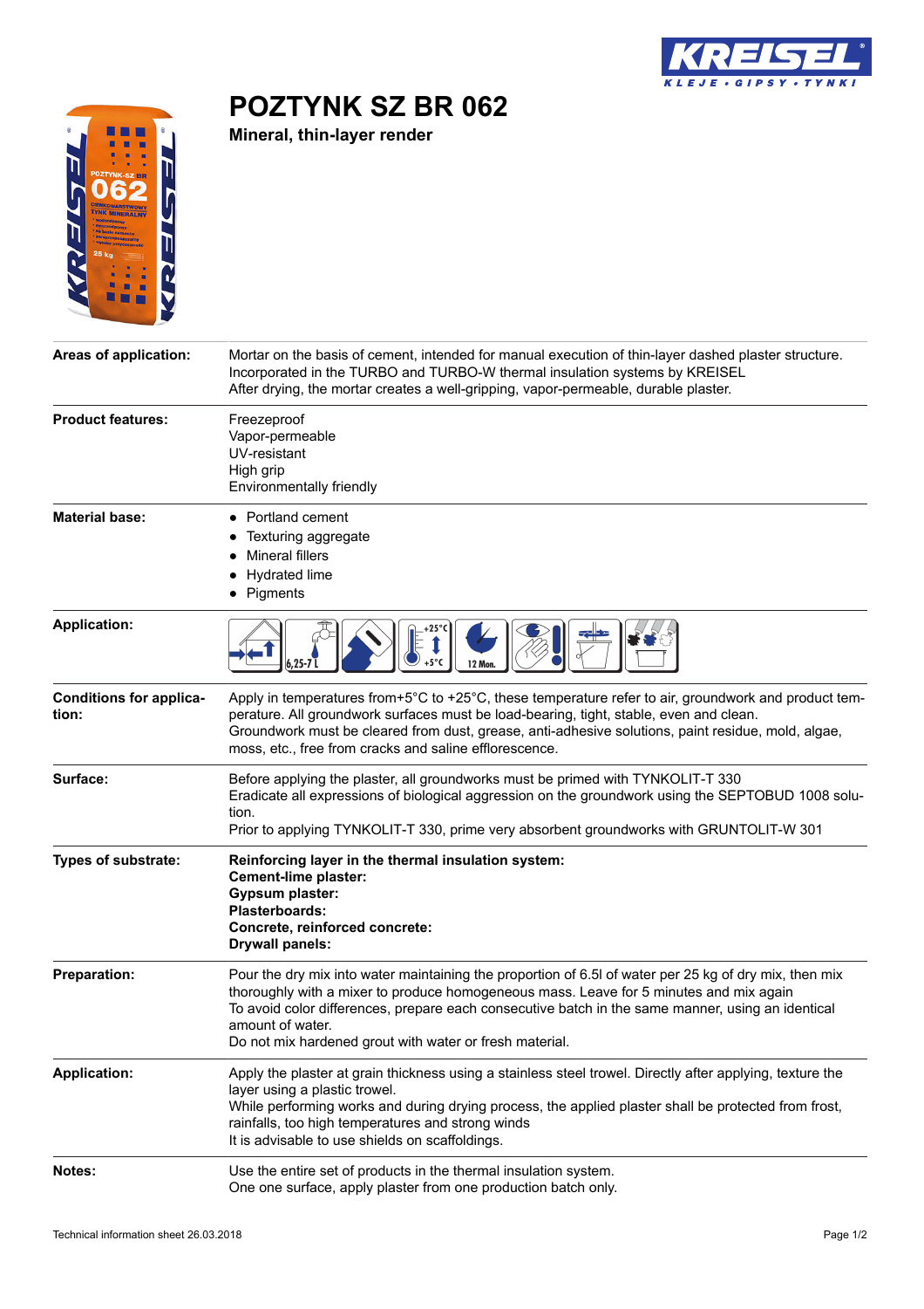# POZTYNK SZ BR 062

**Mineral, thin-layer render**

| | |
|---|---|
| **Areas of application:** | Mortar on the basis of cement, intended for manual execution of thin-layer dashed plaster structure. Incorporated in the TURBO and TURBO-W thermal insulation systems by KREISEL<br>After drying, the mortar creates a well-gripping, vapor-permeable, durable plaster. |
| **Product features:** | Freezeproof<br>Vapor-permeable<br>UV-resistant<br>High grip<br>Environmentally friendly |
| **Material base:** | • Portland cement<br>• Texturing aggregate<br>• Mineral fillers<br>• Hydrated lime<br>• Pigments |
| **Application:** | 6,25-7 l; +25°C / +5°C; 12 Mon. |
| **Conditions for application:** | Apply in temperatures from+5°C to +25°C, these temperature refer to air, groundwork and product temperature. All groundwork surfaces must be load-bearing, tight, stable, even and clean.<br>Groundwork must be cleared from dust, grease, anti-adhesive solutions, paint residue, mold, algae, moss, etc., free from cracks and saline efflorescence. |
| **Surface:** | Before applying the plaster, all groundworks must be primed with TYNKOLIT-T 330<br>Eradicate all expressions of biological aggression on the groundwork using the SEPTOBUD 1008 solution.<br>Prior to applying TYNKOLIT-T 330, prime very absorbent groundworks with GRUNTOLIT-W 301 |
| **Types of substrate:** | **Reinforcing layer in the thermal insulation system:**<br>**Cement-lime plaster:**<br>**Gypsum plaster:**<br>**Plasterboards:**<br>**Concrete, reinforced concrete:**<br>**Drywall panels:** |
| **Preparation:** | Pour the dry mix into water maintaining the proportion of 6.5l of water per 25 kg of dry mix, then mix thoroughly with a mixer to produce homogeneous mass. Leave for 5 minutes and mix again<br>To avoid color differences, prepare each consecutive batch in the same manner, using an identical amount of water.<br>Do not mix hardened grout with water or fresh material. |
| **Application:** | Apply the plaster at grain thickness using a stainless steel trowel. Directly after applying, texture the layer using a plastic trowel.<br>While performing works and during drying process, the applied plaster shall be protected from frost, rainfalls, too high temperatures and strong winds<br>It is advisable to use shields on scaffoldings. |
| **Notes:** | Use the entire set of products in the thermal insulation system.<br>One one surface, apply plaster from one production batch only. |

Technical information sheet 26.03.2018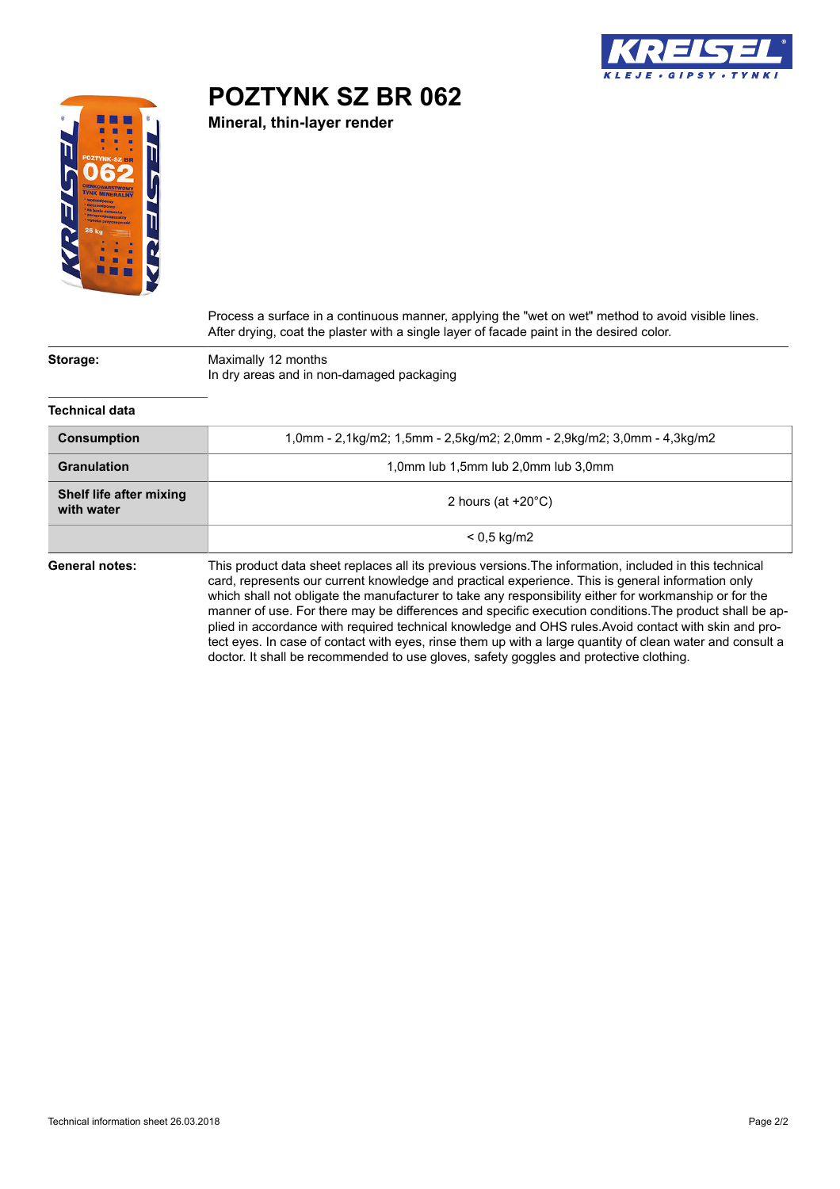# POZTYNK SZ BR 062

**Mineral, thin-layer render**

Process a surface in a continuous manner, applying the "wet on wet" method to avoid visible lines. After drying, coat the plaster with a single layer of facade paint in the desired color.

**Storage:**

Maximally 12 months
In dry areas and in non-damaged packaging

**Technical data**

| | |
|---|---|
| **Consumption** | 1,0mm - 2,1kg/m2; 1,5mm - 2,5kg/m2; 2,0mm - 2,9kg/m2; 3,0mm - 4,3kg/m2 |
| **Granulation** | 1,0mm lub 1,5mm lub 2,0mm lub 3,0mm |
| **Shelf life after mixing with water** | 2 hours (at +20°C) |
| | < 0,5 kg/m2 |

**General notes:**

This product data sheet replaces all its previous versions.The information, included in this technical card, represents our current knowledge and practical experience. This is general information only which shall not obligate the manufacturer to take any responsibility either for workmanship or for the manner of use. For there may be differences and specific execution conditions.The product shall be applied in accordance with required technical knowledge and OHS rules.Avoid contact with skin and protect eyes. In case of contact with eyes, rinse them up with a large quantity of clean water and consult a doctor. It shall be recommended to use gloves, safety goggles and protective clothing.

Technical information sheet 26.03.2018